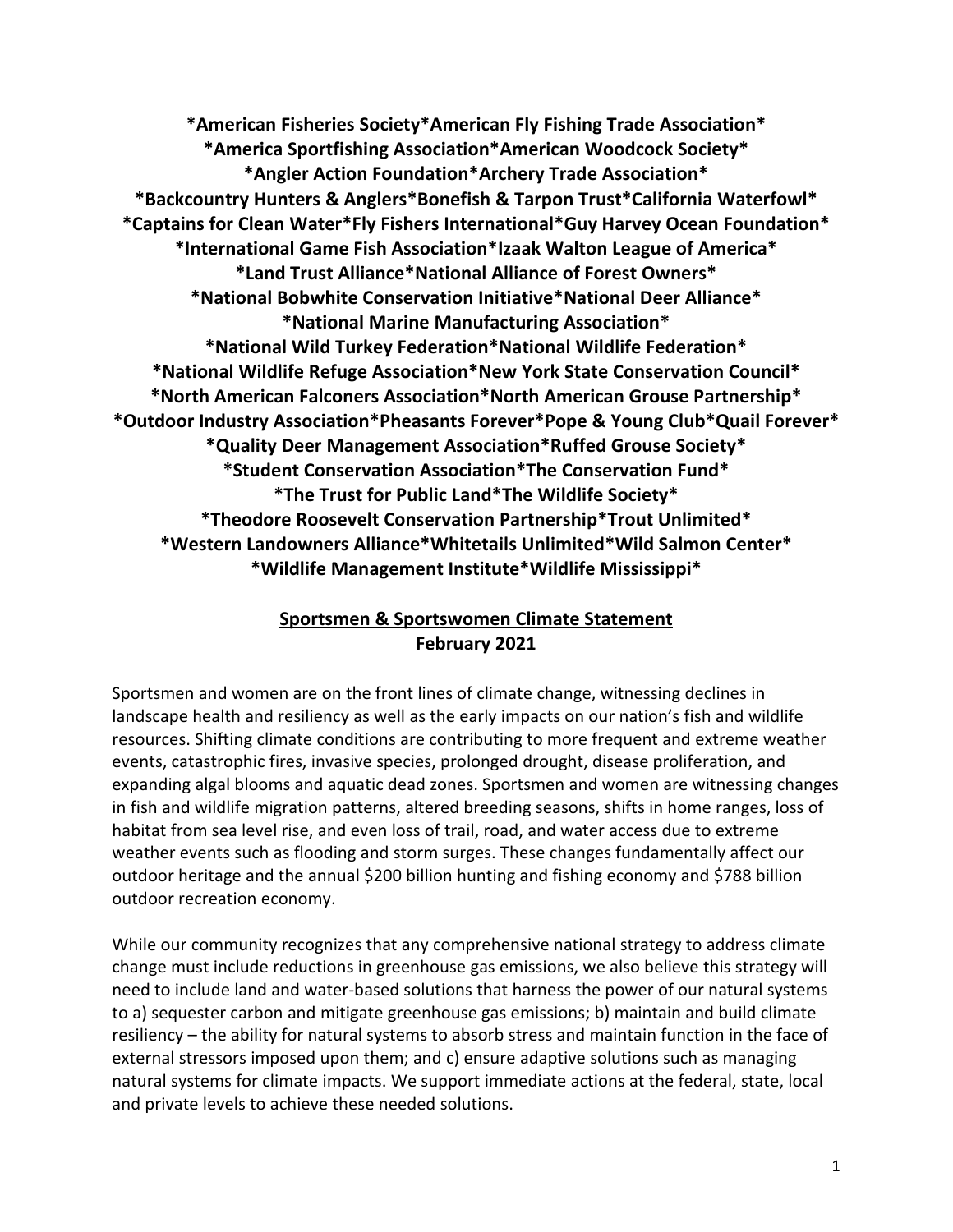**\*American Fisheries Society\*American Fly Fishing Trade Association\***
**\*America Sportfishing Association\*American Woodcock Society\***
**\*Angler Action Foundation\*Archery Trade Association\***
**\*Backcountry Hunters & Anglers\*Bonefish & Tarpon Trust\*California Waterfowl\***
**\*Captains for Clean Water\*Fly Fishers International\*Guy Harvey Ocean Foundation\***
**\*International Game Fish Association\*Izaak Walton League of America\***
**\*Land Trust Alliance\*National Alliance of Forest Owners\***
**\*National Bobwhite Conservation Initiative\*National Deer Alliance\***
**\*National Marine Manufacturing Association\***
**\*National Wild Turkey Federation\*National Wildlife Federation\***
**\*National Wildlife Refuge Association\*New York State Conservation Council\***
**\*North American Falconers Association\*North American Grouse Partnership\***
**\*Outdoor Industry Association\*Pheasants Forever\*Pope & Young Club\*Quail Forever\***
**\*Quality Deer Management Association\*Ruffed Grouse Society\***
**\*Student Conservation Association\*The Conservation Fund\***
**\*The Trust for Public Land\*The Wildlife Society\***
**\*Theodore Roosevelt Conservation Partnership\*Trout Unlimited\***
**\*Western Landowners Alliance\*Whitetails Unlimited\*Wild Salmon Center\***
**\*Wildlife Management Institute\*Wildlife Mississippi\***

## Sportsmen & Sportswomen Climate Statement
**February 2021**

Sportsmen and women are on the front lines of climate change, witnessing declines in landscape health and resiliency as well as the early impacts on our nation's fish and wildlife resources. Shifting climate conditions are contributing to more frequent and extreme weather events, catastrophic fires, invasive species, prolonged drought, disease proliferation, and expanding algal blooms and aquatic dead zones. Sportsmen and women are witnessing changes in fish and wildlife migration patterns, altered breeding seasons, shifts in home ranges, loss of habitat from sea level rise, and even loss of trail, road, and water access due to extreme weather events such as flooding and storm surges. These changes fundamentally affect our outdoor heritage and the annual $200 billion hunting and fishing economy and $788 billion outdoor recreation economy.

While our community recognizes that any comprehensive national strategy to address climate change must include reductions in greenhouse gas emissions, we also believe this strategy will need to include land and water-based solutions that harness the power of our natural systems to a) sequester carbon and mitigate greenhouse gas emissions; b) maintain and build climate resiliency – the ability for natural systems to absorb stress and maintain function in the face of external stressors imposed upon them; and c) ensure adaptive solutions such as managing natural systems for climate impacts. We support immediate actions at the federal, state, local and private levels to achieve these needed solutions.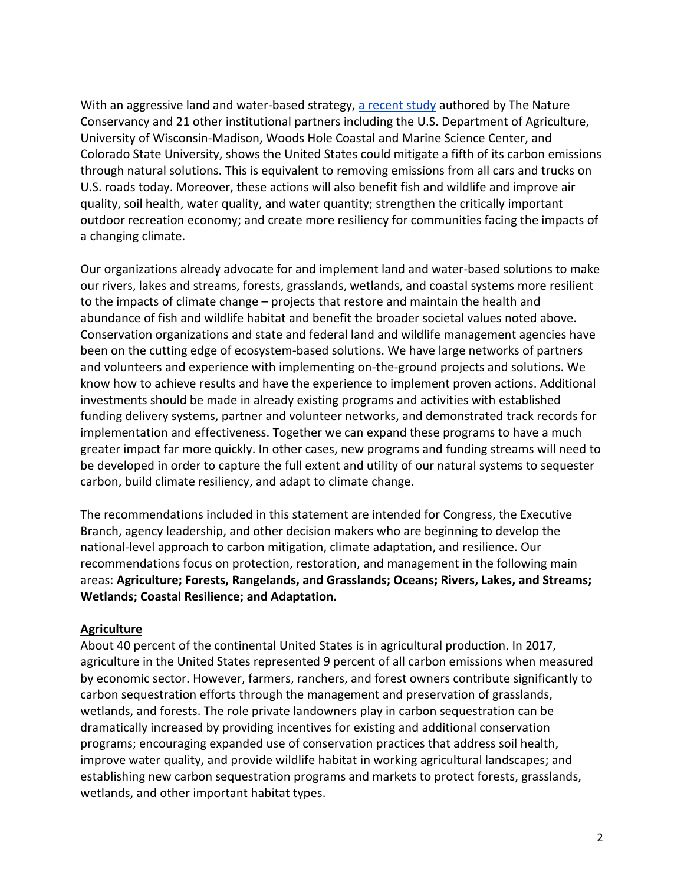With an aggressive land and water-based strategy, [a recent study] authored by The Nature Conservancy and 21 other institutional partners including the U.S. Department of Agriculture, University of Wisconsin-Madison, Woods Hole Coastal and Marine Science Center, and Colorado State University, shows the United States could mitigate a fifth of its carbon emissions through natural solutions. This is equivalent to removing emissions from all cars and trucks on U.S. roads today. Moreover, these actions will also benefit fish and wildlife and improve air quality, soil health, water quality, and water quantity; strengthen the critically important outdoor recreation economy; and create more resiliency for communities facing the impacts of a changing climate.

Our organizations already advocate for and implement land and water-based solutions to make our rivers, lakes and streams, forests, grasslands, wetlands, and coastal systems more resilient to the impacts of climate change – projects that restore and maintain the health and abundance of fish and wildlife habitat and benefit the broader societal values noted above. Conservation organizations and state and federal land and wildlife management agencies have been on the cutting edge of ecosystem-based solutions. We have large networks of partners and volunteers and experience with implementing on-the-ground projects and solutions. We know how to achieve results and have the experience to implement proven actions. Additional investments should be made in already existing programs and activities with established funding delivery systems, partner and volunteer networks, and demonstrated track records for implementation and effectiveness. Together we can expand these programs to have a much greater impact far more quickly. In other cases, new programs and funding streams will need to be developed in order to capture the full extent and utility of our natural systems to sequester carbon, build climate resiliency, and adapt to climate change.

The recommendations included in this statement are intended for Congress, the Executive Branch, agency leadership, and other decision makers who are beginning to develop the national-level approach to carbon mitigation, climate adaptation, and resilience. Our recommendations focus on protection, restoration, and management in the following main areas: **Agriculture; Forests, Rangelands, and Grasslands; Oceans; Rivers, Lakes, and Streams; Wetlands; Coastal Resilience; and Adaptation.**

## Agriculture

About 40 percent of the continental United States is in agricultural production. In 2017, agriculture in the United States represented 9 percent of all carbon emissions when measured by economic sector. However, farmers, ranchers, and forest owners contribute significantly to carbon sequestration efforts through the management and preservation of grasslands, wetlands, and forests. The role private landowners play in carbon sequestration can be dramatically increased by providing incentives for existing and additional conservation programs; encouraging expanded use of conservation practices that address soil health, improve water quality, and provide wildlife habitat in working agricultural landscapes; and establishing new carbon sequestration programs and markets to protect forests, grasslands, wetlands, and other important habitat types.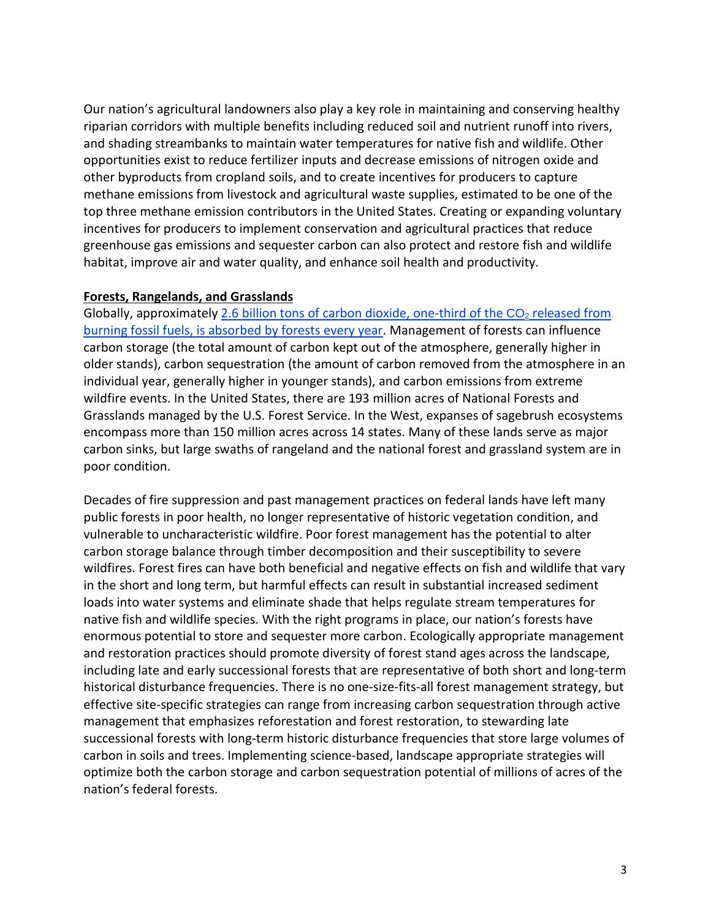Our nation's agricultural landowners also play a key role in maintaining and conserving healthy riparian corridors with multiple benefits including reduced soil and nutrient runoff into rivers, and shading streambanks to maintain water temperatures for native fish and wildlife. Other opportunities exist to reduce fertilizer inputs and decrease emissions of nitrogen oxide and other byproducts from cropland soils, and to create incentives for producers to capture methane emissions from livestock and agricultural waste supplies, estimated to be one of the top three methane emission contributors in the United States. Creating or expanding voluntary incentives for producers to implement conservation and agricultural practices that reduce greenhouse gas emissions and sequester carbon can also protect and restore fish and wildlife habitat, improve air and water quality, and enhance soil health and productivity.

**Forests, Rangelands, and Grasslands**

Globally, approximately 2.6 billion tons of carbon dioxide, one-third of the $CO_2$ released from burning fossil fuels, is absorbed by forests every year. Management of forests can influence carbon storage (the total amount of carbon kept out of the atmosphere, generally higher in older stands), carbon sequestration (the amount of carbon removed from the atmosphere in an individual year, generally higher in younger stands), and carbon emissions from extreme wildfire events. In the United States, there are 193 million acres of National Forests and Grasslands managed by the U.S. Forest Service. In the West, expanses of sagebrush ecosystems encompass more than 150 million acres across 14 states. Many of these lands serve as major carbon sinks, but large swaths of rangeland and the national forest and grassland system are in poor condition.

Decades of fire suppression and past management practices on federal lands have left many public forests in poor health, no longer representative of historic vegetation condition, and vulnerable to uncharacteristic wildfire. Poor forest management has the potential to alter carbon storage balance through timber decomposition and their susceptibility to severe wildfires. Forest fires can have both beneficial and negative effects on fish and wildlife that vary in the short and long term, but harmful effects can result in substantial increased sediment loads into water systems and eliminate shade that helps regulate stream temperatures for native fish and wildlife species. With the right programs in place, our nation's forests have enormous potential to store and sequester more carbon. Ecologically appropriate management and restoration practices should promote diversity of forest stand ages across the landscape, including late and early successional forests that are representative of both short and long-term historical disturbance frequencies. There is no one-size-fits-all forest management strategy, but effective site-specific strategies can range from increasing carbon sequestration through active management that emphasizes reforestation and forest restoration, to stewarding late successional forests with long-term historic disturbance frequencies that store large volumes of carbon in soils and trees. Implementing science-based, landscape appropriate strategies will optimize both the carbon storage and carbon sequestration potential of millions of acres of the nation's federal forests.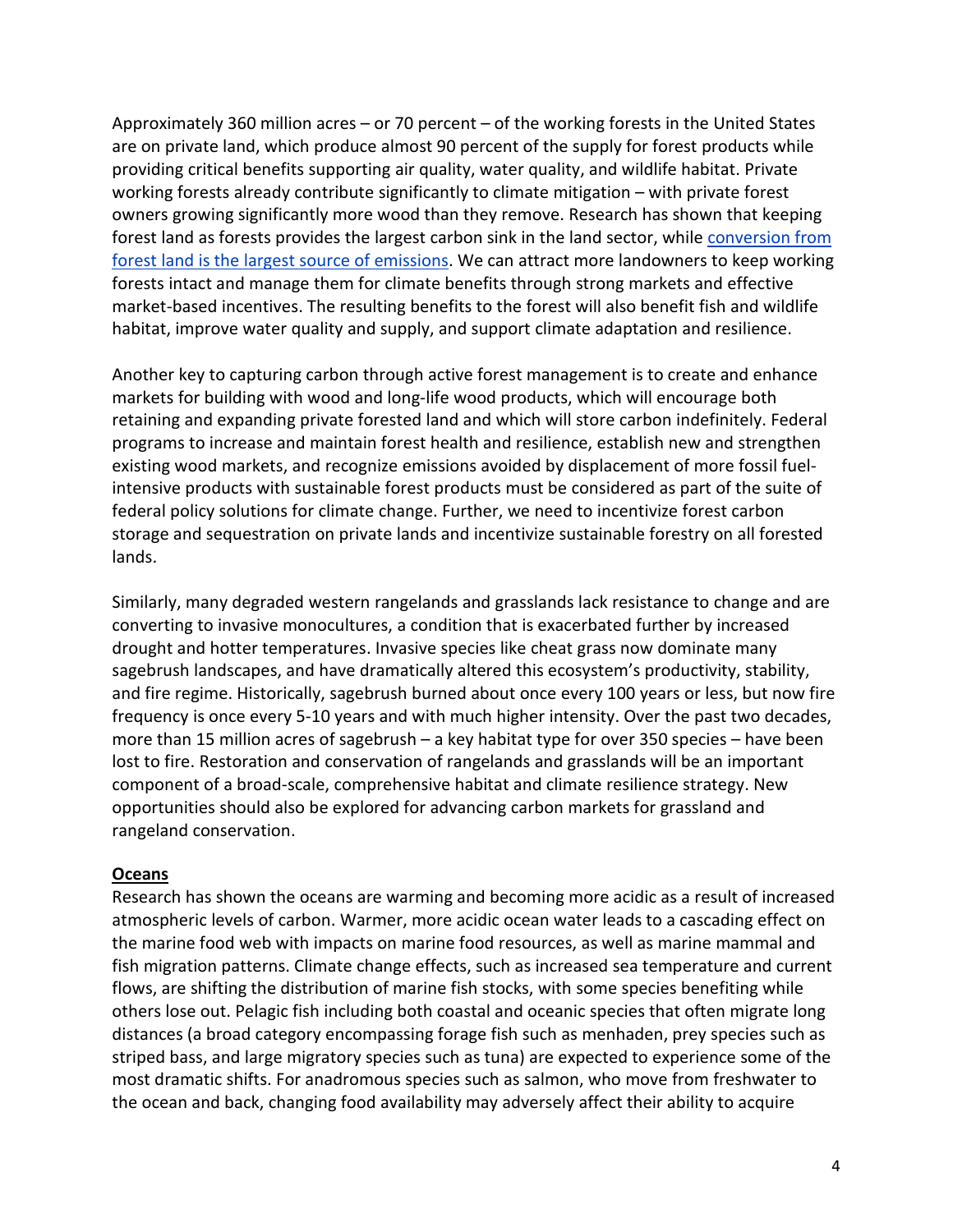Approximately 360 million acres – or 70 percent – of the working forests in the United States are on private land, which produce almost 90 percent of the supply for forest products while providing critical benefits supporting air quality, water quality, and wildlife habitat. Private working forests already contribute significantly to climate mitigation – with private forest owners growing significantly more wood than they remove. Research has shown that keeping forest land as forests provides the largest carbon sink in the land sector, while conversion from forest land is the largest source of emissions. We can attract more landowners to keep working forests intact and manage them for climate benefits through strong markets and effective market-based incentives. The resulting benefits to the forest will also benefit fish and wildlife habitat, improve water quality and supply, and support climate adaptation and resilience.

Another key to capturing carbon through active forest management is to create and enhance markets for building with wood and long-life wood products, which will encourage both retaining and expanding private forested land and which will store carbon indefinitely. Federal programs to increase and maintain forest health and resilience, establish new and strengthen existing wood markets, and recognize emissions avoided by displacement of more fossil fuel-intensive products with sustainable forest products must be considered as part of the suite of federal policy solutions for climate change. Further, we need to incentivize forest carbon storage and sequestration on private lands and incentivize sustainable forestry on all forested lands.

Similarly, many degraded western rangelands and grasslands lack resistance to change and are converting to invasive monocultures, a condition that is exacerbated further by increased drought and hotter temperatures. Invasive species like cheat grass now dominate many sagebrush landscapes, and have dramatically altered this ecosystem's productivity, stability, and fire regime. Historically, sagebrush burned about once every 100 years or less, but now fire frequency is once every 5-10 years and with much higher intensity. Over the past two decades, more than 15 million acres of sagebrush – a key habitat type for over 350 species – have been lost to fire. Restoration and conservation of rangelands and grasslands will be an important component of a broad-scale, comprehensive habitat and climate resilience strategy. New opportunities should also be explored for advancing carbon markets for grassland and rangeland conservation.

**Oceans**

Research has shown the oceans are warming and becoming more acidic as a result of increased atmospheric levels of carbon. Warmer, more acidic ocean water leads to a cascading effect on the marine food web with impacts on marine food resources, as well as marine mammal and fish migration patterns. Climate change effects, such as increased sea temperature and current flows, are shifting the distribution of marine fish stocks, with some species benefiting while others lose out. Pelagic fish including both coastal and oceanic species that often migrate long distances (a broad category encompassing forage fish such as menhaden, prey species such as striped bass, and large migratory species such as tuna) are expected to experience some of the most dramatic shifts. For anadromous species such as salmon, who move from freshwater to the ocean and back, changing food availability may adversely affect their ability to acquire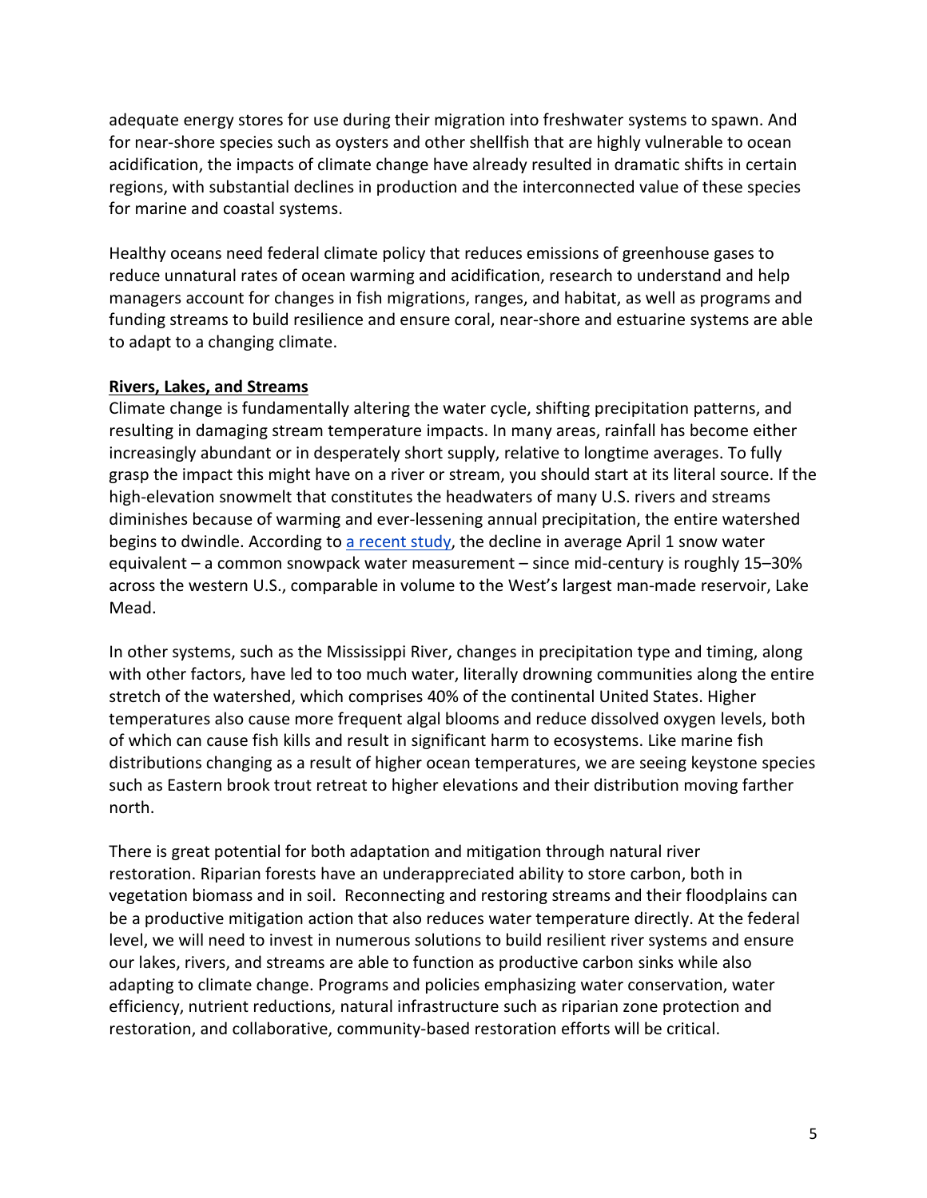adequate energy stores for use during their migration into freshwater systems to spawn. And for near-shore species such as oysters and other shellfish that are highly vulnerable to ocean acidification, the impacts of climate change have already resulted in dramatic shifts in certain regions, with substantial declines in production and the interconnected value of these species for marine and coastal systems.

Healthy oceans need federal climate policy that reduces emissions of greenhouse gases to reduce unnatural rates of ocean warming and acidification, research to understand and help managers account for changes in fish migrations, ranges, and habitat, as well as programs and funding streams to build resilience and ensure coral, near-shore and estuarine systems are able to adapt to a changing climate.

**Rivers, Lakes, and Streams**

Climate change is fundamentally altering the water cycle, shifting precipitation patterns, and resulting in damaging stream temperature impacts. In many areas, rainfall has become either increasingly abundant or in desperately short supply, relative to longtime averages. To fully grasp the impact this might have on a river or stream, you should start at its literal source. If the high-elevation snowmelt that constitutes the headwaters of many U.S. rivers and streams diminishes because of warming and ever-lessening annual precipitation, the entire watershed begins to dwindle. According to a recent study, the decline in average April 1 snow water equivalent – a common snowpack water measurement – since mid-century is roughly 15–30% across the western U.S., comparable in volume to the West's largest man-made reservoir, Lake Mead.

In other systems, such as the Mississippi River, changes in precipitation type and timing, along with other factors, have led to too much water, literally drowning communities along the entire stretch of the watershed, which comprises 40% of the continental United States. Higher temperatures also cause more frequent algal blooms and reduce dissolved oxygen levels, both of which can cause fish kills and result in significant harm to ecosystems. Like marine fish distributions changing as a result of higher ocean temperatures, we are seeing keystone species such as Eastern brook trout retreat to higher elevations and their distribution moving farther north.

There is great potential for both adaptation and mitigation through natural river restoration. Riparian forests have an underappreciated ability to store carbon, both in vegetation biomass and in soil. Reconnecting and restoring streams and their floodplains can be a productive mitigation action that also reduces water temperature directly. At the federal level, we will need to invest in numerous solutions to build resilient river systems and ensure our lakes, rivers, and streams are able to function as productive carbon sinks while also adapting to climate change. Programs and policies emphasizing water conservation, water efficiency, nutrient reductions, natural infrastructure such as riparian zone protection and restoration, and collaborative, community-based restoration efforts will be critical.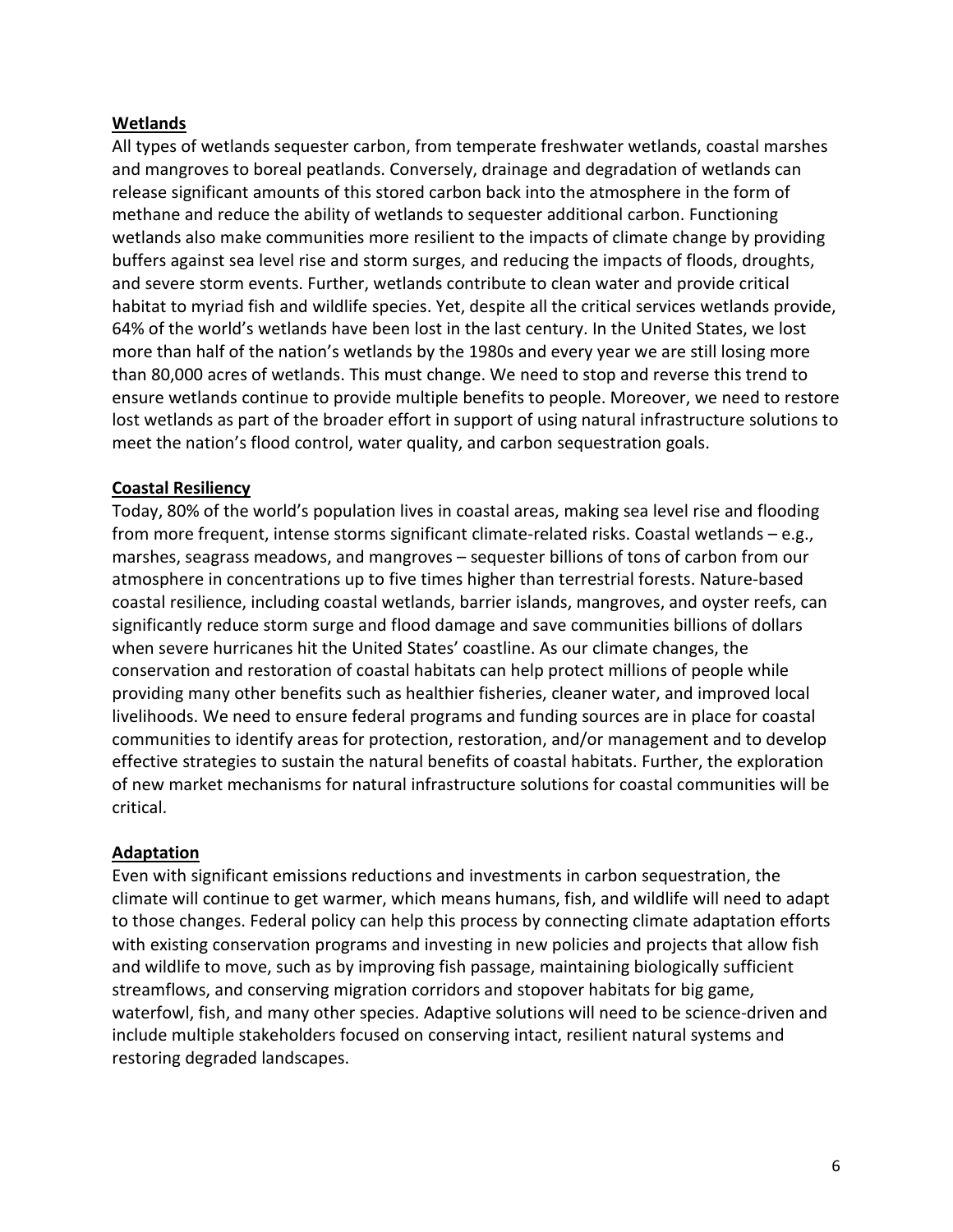## **Wetlands**

All types of wetlands sequester carbon, from temperate freshwater wetlands, coastal marshes and mangroves to boreal peatlands. Conversely, drainage and degradation of wetlands can release significant amounts of this stored carbon back into the atmosphere in the form of methane and reduce the ability of wetlands to sequester additional carbon. Functioning wetlands also make communities more resilient to the impacts of climate change by providing buffers against sea level rise and storm surges, and reducing the impacts of floods, droughts, and severe storm events. Further, wetlands contribute to clean water and provide critical habitat to myriad fish and wildlife species. Yet, despite all the critical services wetlands provide, 64% of the world's wetlands have been lost in the last century. In the United States, we lost more than half of the nation's wetlands by the 1980s and every year we are still losing more than 80,000 acres of wetlands. This must change. We need to stop and reverse this trend to ensure wetlands continue to provide multiple benefits to people. Moreover, we need to restore lost wetlands as part of the broader effort in support of using natural infrastructure solutions to meet the nation's flood control, water quality, and carbon sequestration goals.

## **Coastal Resiliency**

Today, 80% of the world's population lives in coastal areas, making sea level rise and flooding from more frequent, intense storms significant climate-related risks. Coastal wetlands – e.g., marshes, seagrass meadows, and mangroves – sequester billions of tons of carbon from our atmosphere in concentrations up to five times higher than terrestrial forests. Nature-based coastal resilience, including coastal wetlands, barrier islands, mangroves, and oyster reefs, can significantly reduce storm surge and flood damage and save communities billions of dollars when severe hurricanes hit the United States' coastline. As our climate changes, the conservation and restoration of coastal habitats can help protect millions of people while providing many other benefits such as healthier fisheries, cleaner water, and improved local livelihoods. We need to ensure federal programs and funding sources are in place for coastal communities to identify areas for protection, restoration, and/or management and to develop effective strategies to sustain the natural benefits of coastal habitats. Further, the exploration of new market mechanisms for natural infrastructure solutions for coastal communities will be critical.

## **Adaptation**

Even with significant emissions reductions and investments in carbon sequestration, the climate will continue to get warmer, which means humans, fish, and wildlife will need to adapt to those changes. Federal policy can help this process by connecting climate adaptation efforts with existing conservation programs and investing in new policies and projects that allow fish and wildlife to move, such as by improving fish passage, maintaining biologically sufficient streamflows, and conserving migration corridors and stopover habitats for big game, waterfowl, fish, and many other species. Adaptive solutions will need to be science-driven and include multiple stakeholders focused on conserving intact, resilient natural systems and restoring degraded landscapes.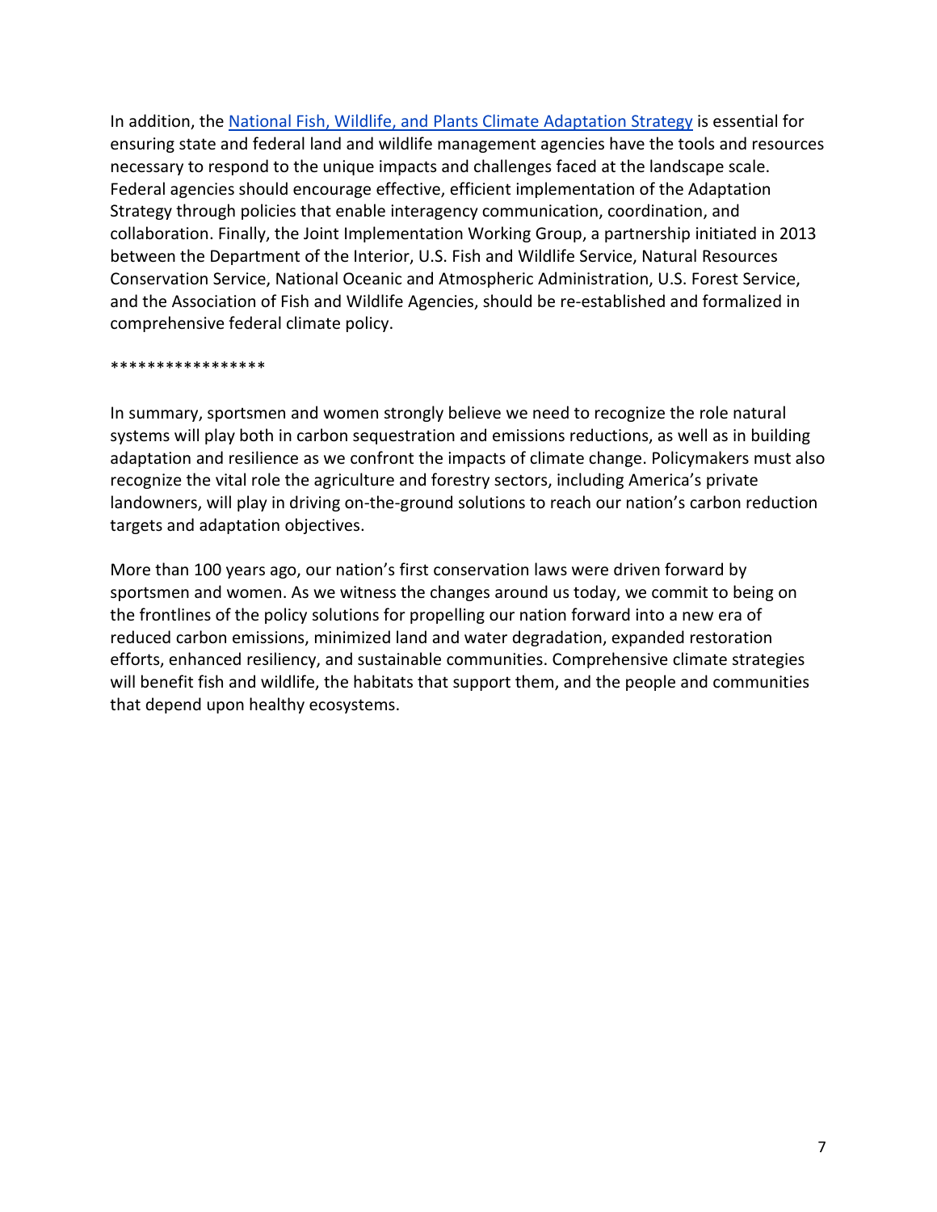In addition, the [National Fish, Wildlife, and Plants Climate Adaptation Strategy]() is essential for ensuring state and federal land and wildlife management agencies have the tools and resources necessary to respond to the unique impacts and challenges faced at the landscape scale. Federal agencies should encourage effective, efficient implementation of the Adaptation Strategy through policies that enable interagency communication, coordination, and collaboration. Finally, the Joint Implementation Working Group, a partnership initiated in 2013 between the Department of the Interior, U.S. Fish and Wildlife Service, Natural Resources Conservation Service, National Oceanic and Atmospheric Administration, U.S. Forest Service, and the Association of Fish and Wildlife Agencies, should be re-established and formalized in comprehensive federal climate policy.

*****************

In summary, sportsmen and women strongly believe we need to recognize the role natural systems will play both in carbon sequestration and emissions reductions, as well as in building adaptation and resilience as we confront the impacts of climate change. Policymakers must also recognize the vital role the agriculture and forestry sectors, including America's private landowners, will play in driving on-the-ground solutions to reach our nation's carbon reduction targets and adaptation objectives.

More than 100 years ago, our nation's first conservation laws were driven forward by sportsmen and women. As we witness the changes around us today, we commit to being on the frontlines of the policy solutions for propelling our nation forward into a new era of reduced carbon emissions, minimized land and water degradation, expanded restoration efforts, enhanced resiliency, and sustainable communities. Comprehensive climate strategies will benefit fish and wildlife, the habitats that support them, and the people and communities that depend upon healthy ecosystems.